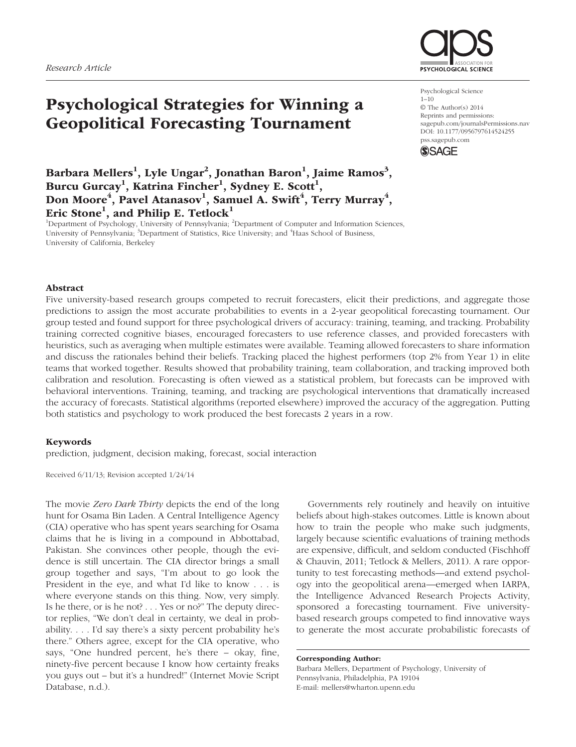Research Article

# Psychological Strategies for Winning a Geopolitical Forecasting Tournament

Psychological Science
1–10
© The Author(s) 2014
Reprints and permissions: sagepub.com/journalsPermissions.nav
DOI: 10.1177/0956797614524255
pss.sagepub.com

**Barbara Mellers[1], Lyle Ungar[2], Jonathan Baron[1], Jaime Ramos[3], Burcu Gurcay[1], Katrina Fincher[1], Sydney E. Scott[1], Don Moore[4], Pavel Atanasov[1], Samuel A. Swift[4], Terry Murray[4], Eric Stone[1], and Philip E. Tetlock[1]**

[1]Department of Psychology, University of Pennsylvania; [2]Department of Computer and Information Sciences, University of Pennsylvania; [3]Department of Statistics, Rice University; and [4]Haas School of Business, University of California, Berkeley

## Abstract

Five university-based research groups competed to recruit forecasters, elicit their predictions, and aggregate those predictions to assign the most accurate probabilities to events in a 2-year geopolitical forecasting tournament. Our group tested and found support for three psychological drivers of accuracy: training, teaming, and tracking. Probability training corrected cognitive biases, encouraged forecasters to use reference classes, and provided forecasters with heuristics, such as averaging when multiple estimates were available. Teaming allowed forecasters to share information and discuss the rationales behind their beliefs. Tracking placed the highest performers (top 2% from Year 1) in elite teams that worked together. Results showed that probability training, team collaboration, and tracking improved both calibration and resolution. Forecasting is often viewed as a statistical problem, but forecasts can be improved with behavioral interventions. Training, teaming, and tracking are psychological interventions that dramatically increased the accuracy of forecasts. Statistical algorithms (reported elsewhere) improved the accuracy of the aggregation. Putting both statistics and psychology to work produced the best forecasts 2 years in a row.

## Keywords

prediction, judgment, decision making, forecast, social interaction

Received 6/11/13; Revision accepted 1/24/14

The movie *Zero Dark Thirty* depicts the end of the long hunt for Osama Bin Laden. A Central Intelligence Agency (CIA) operative who has spent years searching for Osama claims that he is living in a compound in Abbottabad, Pakistan. She convinces other people, though the evidence is still uncertain. The CIA director brings a small group together and says, "I'm about to go look the President in the eye, and what I'd like to know . . . is where everyone stands on this thing. Now, very simply. Is he there, or is he not? . . . Yes or no?" The deputy director replies, "We don't deal in certainty, we deal in probability. . . . I'd say there's a sixty percent probability he's there." Others agree, except for the CIA operative, who says, "One hundred percent, he's there – okay, fine, ninety-five percent because I know how certainty freaks you guys out – but it's a hundred!" (Internet Movie Script Database, n.d.).

Governments rely routinely and heavily on intuitive beliefs about high-stakes outcomes. Little is known about how to train the people who make such judgments, largely because scientific evaluations of training methods are expensive, difficult, and seldom conducted (Fischhoff & Chauvin, 2011; Tetlock & Mellers, 2011). A rare opportunity to test forecasting methods—and extend psychology into the geopolitical arena—emerged when IARPA, the Intelligence Advanced Research Projects Activity, sponsored a forecasting tournament. Five university-based research groups competed to find innovative ways to generate the most accurate probabilistic forecasts of

**Corresponding Author:**
Barbara Mellers, Department of Psychology, University of Pennsylvania, Philadelphia, PA 19104
E-mail: mellers@wharton.upenn.edu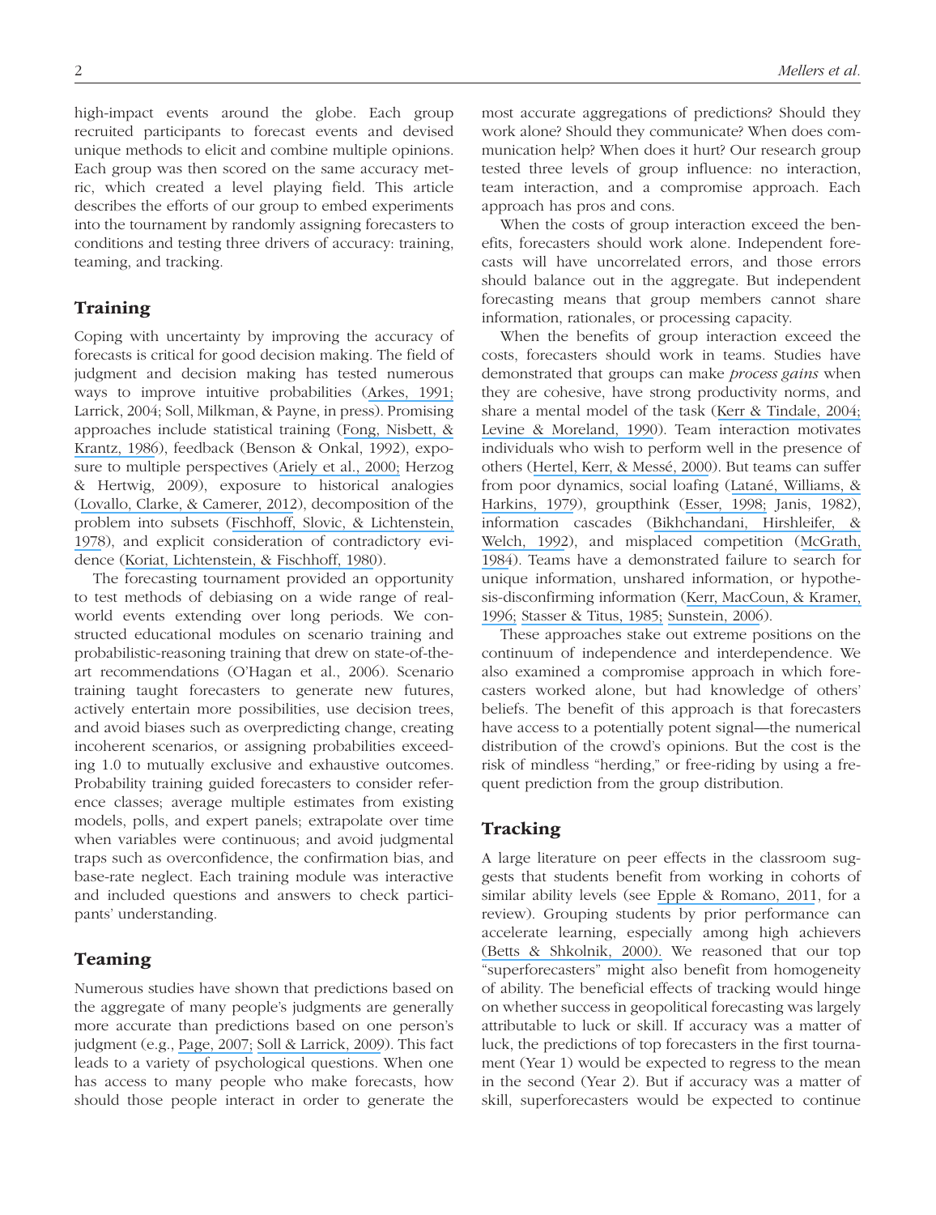high-impact events around the globe. Each group recruited participants to forecast events and devised unique methods to elicit and combine multiple opinions. Each group was then scored on the same accuracy metric, which created a level playing field. This article describes the efforts of our group to embed experiments into the tournament by randomly assigning forecasters to conditions and testing three drivers of accuracy: training, teaming, and tracking.

## Training

Coping with uncertainty by improving the accuracy of forecasts is critical for good decision making. The field of judgment and decision making has tested numerous ways to improve intuitive probabilities (Arkes, 1991; Larrick, 2004; Soll, Milkman, & Payne, in press). Promising approaches include statistical training (Fong, Nisbett, & Krantz, 1986), feedback (Benson & Onkal, 1992), exposure to multiple perspectives (Ariely et al., 2000; Herzog & Hertwig, 2009), exposure to historical analogies (Lovallo, Clarke, & Camerer, 2012), decomposition of the problem into subsets (Fischhoff, Slovic, & Lichtenstein, 1978), and explicit consideration of contradictory evidence (Koriat, Lichtenstein, & Fischhoff, 1980).

The forecasting tournament provided an opportunity to test methods of debiasing on a wide range of real-world events extending over long periods. We constructed educational modules on scenario training and probabilistic-reasoning training that drew on state-of-the-art recommendations (O'Hagan et al., 2006). Scenario training taught forecasters to generate new futures, actively entertain more possibilities, use decision trees, and avoid biases such as overpredicting change, creating incoherent scenarios, or assigning probabilities exceeding 1.0 to mutually exclusive and exhaustive outcomes. Probability training guided forecasters to consider reference classes; average multiple estimates from existing models, polls, and expert panels; extrapolate over time when variables were continuous; and avoid judgmental traps such as overconfidence, the confirmation bias, and base-rate neglect. Each training module was interactive and included questions and answers to check participants' understanding.

## Teaming

Numerous studies have shown that predictions based on the aggregate of many people's judgments are generally more accurate than predictions based on one person's judgment (e.g., Page, 2007; Soll & Larrick, 2009). This fact leads to a variety of psychological questions. When one has access to many people who make forecasts, how should those people interact in order to generate the most accurate aggregations of predictions? Should they work alone? Should they communicate? When does communication help? When does it hurt? Our research group tested three levels of group influence: no interaction, team interaction, and a compromise approach. Each approach has pros and cons.

When the costs of group interaction exceed the benefits, forecasters should work alone. Independent forecasts will have uncorrelated errors, and those errors should balance out in the aggregate. But independent forecasting means that group members cannot share information, rationales, or processing capacity.

When the benefits of group interaction exceed the costs, forecasters should work in teams. Studies have demonstrated that groups can make *process gains* when they are cohesive, have strong productivity norms, and share a mental model of the task (Kerr & Tindale, 2004; Levine & Moreland, 1990). Team interaction motivates individuals who wish to perform well in the presence of others (Hertel, Kerr, & Messé, 2000). But teams can suffer from poor dynamics, social loafing (Latané, Williams, & Harkins, 1979), groupthink (Esser, 1998; Janis, 1982), information cascades (Bikhchandani, Hirshleifer, & Welch, 1992), and misplaced competition (McGrath, 1984). Teams have a demonstrated failure to search for unique information, unshared information, or hypothesis-disconfirming information (Kerr, MacCoun, & Kramer, 1996; Stasser & Titus, 1985; Sunstein, 2006).

These approaches stake out extreme positions on the continuum of independence and interdependence. We also examined a compromise approach in which forecasters worked alone, but had knowledge of others' beliefs. The benefit of this approach is that forecasters have access to a potentially potent signal—the numerical distribution of the crowd's opinions. But the cost is the risk of mindless "herding," or free-riding by using a frequent prediction from the group distribution.

## Tracking

A large literature on peer effects in the classroom suggests that students benefit from working in cohorts of similar ability levels (see Epple & Romano, 2011, for a review). Grouping students by prior performance can accelerate learning, especially among high achievers (Betts & Shkolnik, 2000). We reasoned that our top "superforecasters" might also benefit from homogeneity of ability. The beneficial effects of tracking would hinge on whether success in geopolitical forecasting was largely attributable to luck or skill. If accuracy was a matter of luck, the predictions of top forecasters in the first tournament (Year 1) would be expected to regress to the mean in the second (Year 2). But if accuracy was a matter of skill, superforecasters would be expected to continue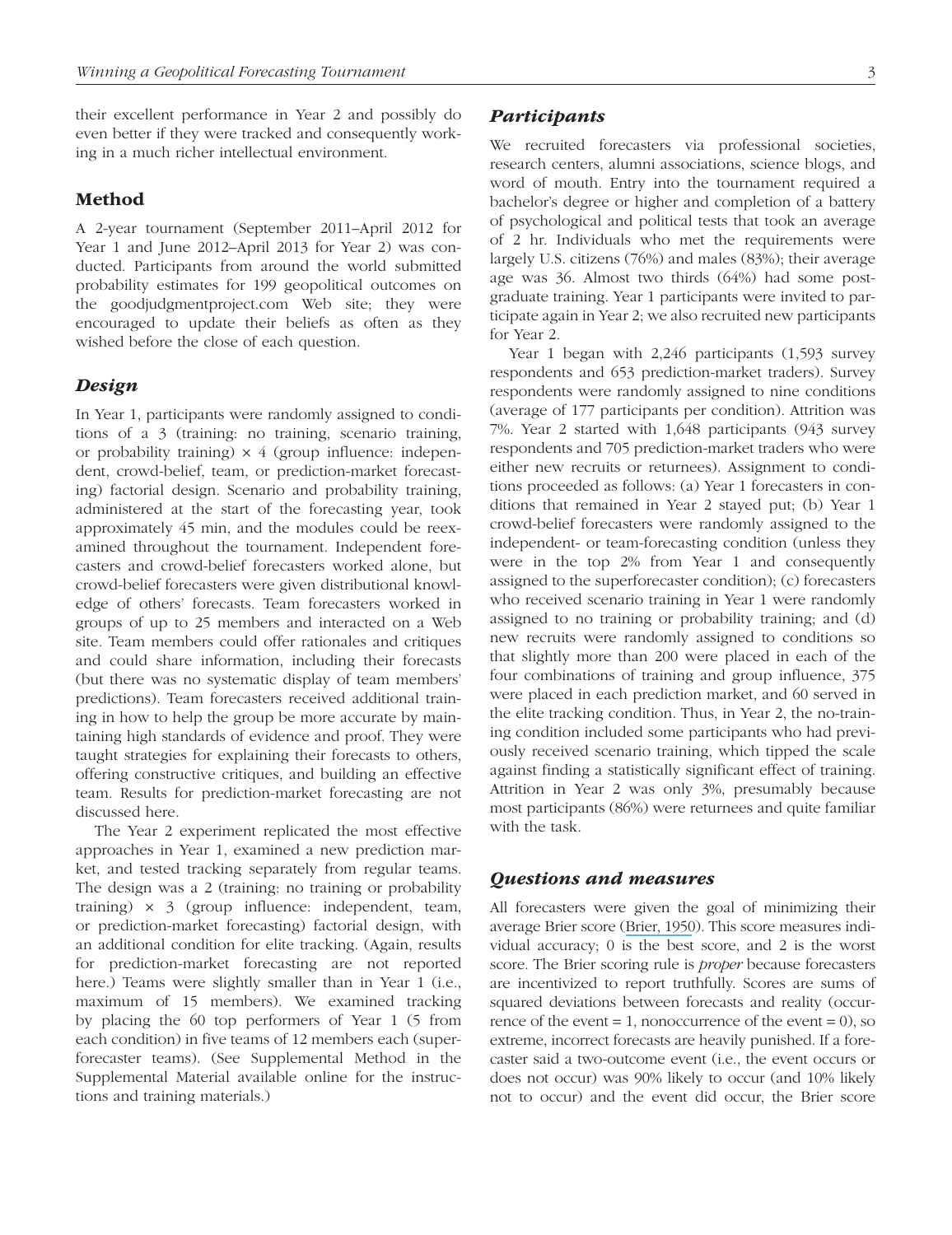their excellent performance in Year 2 and possibly do even better if they were tracked and consequently working in a much richer intellectual environment.

## Method

A 2-year tournament (September 2011–April 2012 for Year 1 and June 2012–April 2013 for Year 2) was conducted. Participants from around the world submitted probability estimates for 199 geopolitical outcomes on the goodjudgmentproject.com Web site; they were encouraged to update their beliefs as often as they wished before the close of each question.

### *Design*

In Year 1, participants were randomly assigned to conditions of a 3 (training: no training, scenario training, or probability training) × 4 (group influence: independent, crowd-belief, team, or prediction-market forecasting) factorial design. Scenario and probability training, administered at the start of the forecasting year, took approximately 45 min, and the modules could be reexamined throughout the tournament. Independent forecasters and crowd-belief forecasters worked alone, but crowd-belief forecasters were given distributional knowledge of others' forecasts. Team forecasters worked in groups of up to 25 members and interacted on a Web site. Team members could offer rationales and critiques and could share information, including their forecasts (but there was no systematic display of team members' predictions). Team forecasters received additional training in how to help the group be more accurate by maintaining high standards of evidence and proof. They were taught strategies for explaining their forecasts to others, offering constructive critiques, and building an effective team. Results for prediction-market forecasting are not discussed here.

The Year 2 experiment replicated the most effective approaches in Year 1, examined a new prediction market, and tested tracking separately from regular teams. The design was a 2 (training: no training or probability training) × 3 (group influence: independent, team, or prediction-market forecasting) factorial design, with an additional condition for elite tracking. (Again, results for prediction-market forecasting are not reported here.) Teams were slightly smaller than in Year 1 (i.e., maximum of 15 members). We examined tracking by placing the 60 top performers of Year 1 (5 from each condition) in five teams of 12 members each (superforecaster teams). (See Supplemental Method in the Supplemental Material available online for the instructions and training materials.)

### *Participants*

We recruited forecasters via professional societies, research centers, alumni associations, science blogs, and word of mouth. Entry into the tournament required a bachelor's degree or higher and completion of a battery of psychological and political tests that took an average of 2 hr. Individuals who met the requirements were largely U.S. citizens (76%) and males (83%); their average age was 36. Almost two thirds (64%) had some postgraduate training. Year 1 participants were invited to participate again in Year 2; we also recruited new participants for Year 2.

Year 1 began with 2,246 participants (1,593 survey respondents and 653 prediction-market traders). Survey respondents were randomly assigned to nine conditions (average of 177 participants per condition). Attrition was 7%. Year 2 started with 1,648 participants (943 survey respondents and 705 prediction-market traders who were either new recruits or returnees). Assignment to conditions proceeded as follows: (a) Year 1 forecasters in conditions that remained in Year 2 stayed put; (b) Year 1 crowd-belief forecasters were randomly assigned to the independent- or team-forecasting condition (unless they were in the top 2% from Year 1 and consequently assigned to the superforecaster condition); (c) forecasters who received scenario training in Year 1 were randomly assigned to no training or probability training; and (d) new recruits were randomly assigned to conditions so that slightly more than 200 were placed in each of the four combinations of training and group influence, 375 were placed in each prediction market, and 60 served in the elite tracking condition. Thus, in Year 2, the no-training condition included some participants who had previously received scenario training, which tipped the scale against finding a statistically significant effect of training. Attrition in Year 2 was only 3%, presumably because most participants (86%) were returnees and quite familiar with the task.

### *Questions and measures*

All forecasters were given the goal of minimizing their average Brier score (Brier, 1950). This score measures individual accuracy; 0 is the best score, and 2 is the worst score. The Brier scoring rule is *proper* because forecasters are incentivized to report truthfully. Scores are sums of squared deviations between forecasts and reality (occurrence of the event = 1, nonoccurrence of the event = 0), so extreme, incorrect forecasts are heavily punished. If a forecaster said a two-outcome event (i.e., the event occurs or does not occur) was 90% likely to occur (and 10% likely not to occur) and the event did occur, the Brier score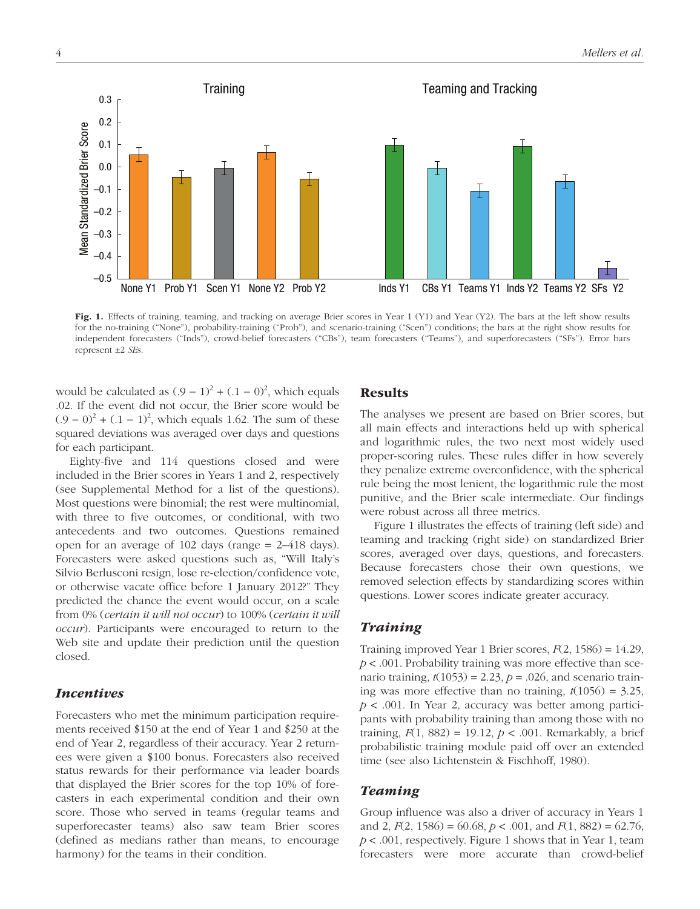Fig. 1. Effects of training, teaming, and tracking on average Brier scores in Year 1 (Y1) and Year (Y2). The bars at the left show results for the no-training ("None"), probability-training ("Prob"), and scenario-training ("Scen") conditions; the bars at the right show results for independent forecasters ("Inds"), crowd-belief forecasters ("CBs"), team forecasters ("Teams"), and superforecasters ("SFs"). Error bars represent ±2 *SE*s.

would be calculated as $(.9 - 1)^2 + (.1 - 0)^2$, which equals .02. If the event did not occur, the Brier score would be $(.9 - 0)^2 + (.1 - 1)^2$, which equals 1.62. The sum of these squared deviations was averaged over days and questions for each participant.

Eighty-five and 114 questions closed and were included in the Brier scores in Years 1 and 2, respectively (see Supplemental Method for a list of the questions). Most questions were binomial; the rest were multinomial, with three to five outcomes, or conditional, with two antecedents and two outcomes. Questions remained open for an average of 102 days (range = 2–418 days). Forecasters were asked questions such as, "Will Italy's Silvio Berlusconi resign, lose re-election/confidence vote, or otherwise vacate office before 1 January 2012?" They predicted the chance the event would occur, on a scale from 0% (*certain it will not occur*) to 100% (*certain it will occur*). Participants were encouraged to return to the Web site and update their prediction until the question closed.

### Incentives

Forecasters who met the minimum participation requirements received $150 at the end of Year 1 and $250 at the end of Year 2, regardless of their accuracy. Year 2 returnees were given a $100 bonus. Forecasters also received status rewards for their performance via leader boards that displayed the Brier scores for the top 10% of forecasters in each experimental condition and their own score. Those who served in teams (regular teams and superforecaster teams) also saw team Brier scores (defined as medians rather than means, to encourage harmony) for the teams in their condition.

## Results

The analyses we present are based on Brier scores, but all main effects and interactions held up with spherical and logarithmic rules, the two next most widely used proper-scoring rules. These rules differ in how severely they penalize extreme overconfidence, with the spherical rule being the most lenient, the logarithmic rule the most punitive, and the Brier scale intermediate. Our findings were robust across all three metrics.

Figure 1 illustrates the effects of training (left side) and teaming and tracking (right side) on standardized Brier scores, averaged over days, questions, and forecasters. Because forecasters chose their own questions, we removed selection effects by standardizing scores within questions. Lower scores indicate greater accuracy.

### Training

Training improved Year 1 Brier scores, $F(2, 1586) = 14.29$, $p < .001$. Probability training was more effective than scenario training, $t(1053) = 2.23$, $p = .026$, and scenario training was more effective than no training, $t(1056) = 3.25$, $p < .001$. In Year 2, accuracy was better among participants with probability training than among those with no training, $F(1, 882) = 19.12$, $p < .001$. Remarkably, a brief probabilistic training module paid off over an extended time (see also Lichtenstein & Fischhoff, 1980).

### Teaming

Group influence was also a driver of accuracy in Years 1 and 2, $F(2, 1586) = 60.68$, $p < .001$, and $F(1, 882) = 62.76$, $p < .001$, respectively. Figure 1 shows that in Year 1, team forecasters were more accurate than crowd-belief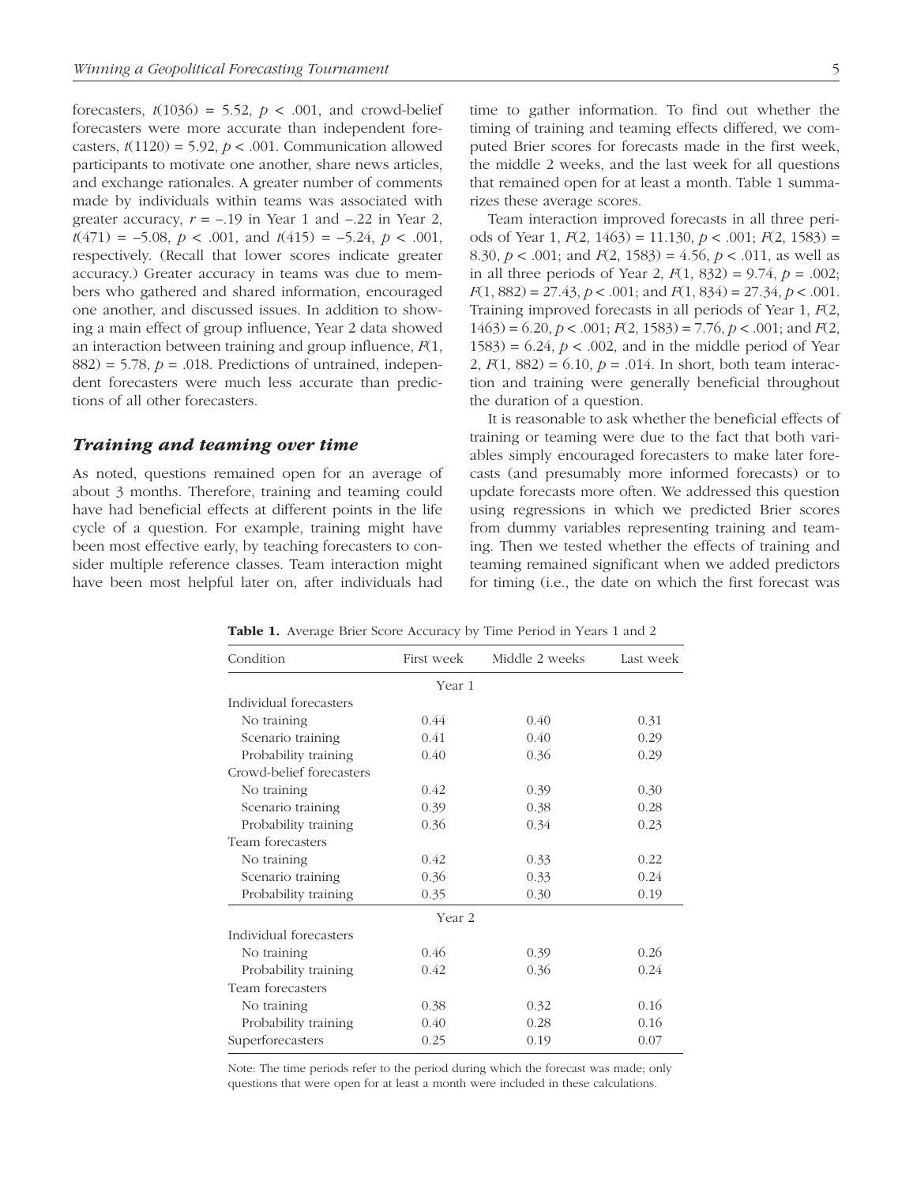forecasters, $t(1036) = 5.52$, $p < .001$, and crowd-belief forecasters were more accurate than independent forecasters, $t(1120) = 5.92$, $p < .001$. Communication allowed participants to motivate one another, share news articles, and exchange rationales. A greater number of comments made by individuals within teams was associated with greater accuracy, $r = -.19$ in Year 1 and $-.22$ in Year 2, $t(471) = -5.08$, $p < .001$, and $t(415) = -5.24$, $p < .001$, respectively. (Recall that lower scores indicate greater accuracy.) Greater accuracy in teams was due to members who gathered and shared information, encouraged one another, and discussed issues. In addition to showing a main effect of group influence, Year 2 data showed an interaction between training and group influence, $F(1, 882) = 5.78$, $p = .018$. Predictions of untrained, independent forecasters were much less accurate than predictions of all other forecasters.

### *Training and teaming over time*

As noted, questions remained open for an average of about 3 months. Therefore, training and teaming could have had beneficial effects at different points in the life cycle of a question. For example, training might have been most effective early, by teaching forecasters to consider multiple reference classes. Team interaction might have been most helpful later on, after individuals had time to gather information. To find out whether the timing of training and teaming effects differed, we computed Brier scores for forecasts made in the first week, the middle 2 weeks, and the last week for all questions that remained open for at least a month. Table 1 summarizes these average scores.

Team interaction improved forecasts in all three periods of Year 1, $F(2, 1463) = 11.130$, $p < .001$; $F(2, 1583) = 8.30$, $p < .001$; and $F(2, 1583) = 4.56$, $p < .011$, as well as in all three periods of Year 2, $F(1, 832) = 9.74$, $p = .002$; $F(1, 882) = 27.43$, $p < .001$; and $F(1, 834) = 27.34$, $p < .001$. Training improved forecasts in all periods of Year 1, $F(2, 1463) = 6.20$, $p < .001$; $F(2, 1583) = 7.76$, $p < .001$; and $F(2, 1583) = 6.24$, $p < .002$, and in the middle period of Year 2, $F(1, 882) = 6.10$, $p = .014$. In short, both team interaction and training were generally beneficial throughout the duration of a question.

It is reasonable to ask whether the beneficial effects of training or teaming were due to the fact that both variables simply encouraged forecasters to make later forecasts (and presumably more informed forecasts) or to update forecasts more often. We addressed this question using regressions in which we predicted Brier scores from dummy variables representing training and teaming. Then we tested whether the effects of training and teaming remained significant when we added predictors for timing (i.e., the date on which the first forecast was

**Table 1.** Average Brier Score Accuracy by Time Period in Years 1 and 2

| Condition | First week | Middle 2 weeks | Last week |
|---|---|---|---|
| Year 1 | | | |
| Individual forecasters | | | |
| No training | 0.44 | 0.40 | 0.31 |
| Scenario training | 0.41 | 0.40 | 0.29 |
| Probability training | 0.40 | 0.36 | 0.29 |
| Crowd-belief forecasters | | | |
| No training | 0.42 | 0.39 | 0.30 |
| Scenario training | 0.39 | 0.38 | 0.28 |
| Probability training | 0.36 | 0.34 | 0.23 |
| Team forecasters | | | |
| No training | 0.42 | 0.33 | 0.22 |
| Scenario training | 0.36 | 0.33 | 0.24 |
| Probability training | 0.35 | 0.30 | 0.19 |
| Year 2 | | | |
| Individual forecasters | | | |
| No training | 0.46 | 0.39 | 0.26 |
| Probability training | 0.42 | 0.36 | 0.24 |
| Team forecasters | | | |
| No training | 0.38 | 0.32 | 0.16 |
| Probability training | 0.40 | 0.28 | 0.16 |
| Superforecasters | 0.25 | 0.19 | 0.07 |

Note: The time periods refer to the period during which the forecast was made; only questions that were open for at least a month were included in these calculations.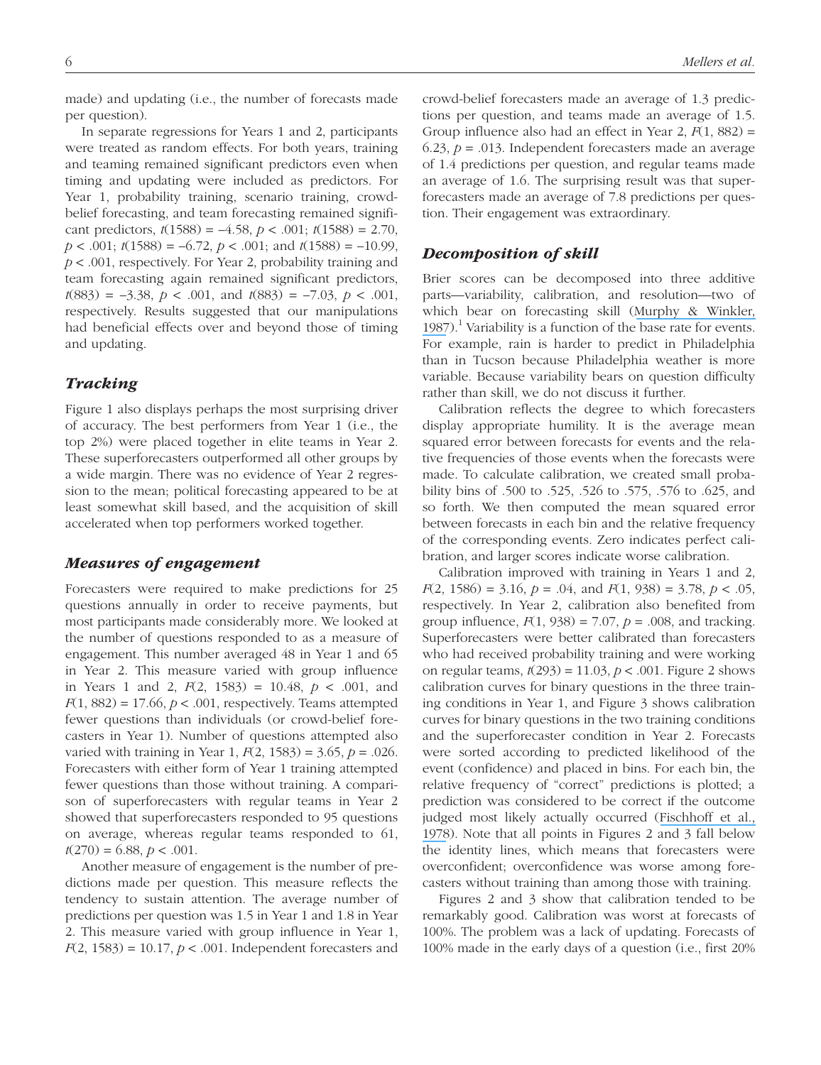made) and updating (i.e., the number of forecasts made per question).

In separate regressions for Years 1 and 2, participants were treated as random effects. For both years, training and teaming remained significant predictors even when timing and updating were included as predictors. For Year 1, probability training, scenario training, crowd-belief forecasting, and team forecasting remained significant predictors, $t(1588) = -4.58$, $p < .001$; $t(1588) = 2.70$, $p < .001$; $t(1588) = -6.72$, $p < .001$; and $t(1588) = -10.99$, $p < .001$, respectively. For Year 2, probability training and team forecasting again remained significant predictors, $t(883) = -3.38$, $p < .001$, and $t(883) = -7.03$, $p < .001$, respectively. Results suggested that our manipulations had beneficial effects over and beyond those of timing and updating.

### *Tracking*

Figure 1 also displays perhaps the most surprising driver of accuracy. The best performers from Year 1 (i.e., the top 2%) were placed together in elite teams in Year 2. These superforecasters outperformed all other groups by a wide margin. There was no evidence of Year 2 regression to the mean; political forecasting appeared to be at least somewhat skill based, and the acquisition of skill accelerated when top performers worked together.

### *Measures of engagement*

Forecasters were required to make predictions for 25 questions annually in order to receive payments, but most participants made considerably more. We looked at the number of questions responded to as a measure of engagement. This number averaged 48 in Year 1 and 65 in Year 2. This measure varied with group influence in Years 1 and 2, $F(2, 1583) = 10.48$, $p < .001$, and $F(1, 882) = 17.66$, $p < .001$, respectively. Teams attempted fewer questions than individuals (or crowd-belief forecasters in Year 1). Number of questions attempted also varied with training in Year 1, $F(2, 1583) = 3.65$, $p = .026$. Forecasters with either form of Year 1 training attempted fewer questions than those without training. A comparison of superforecasters with regular teams in Year 2 showed that superforecasters responded to 95 questions on average, whereas regular teams responded to 61, $t(270) = 6.88$, $p < .001$.

Another measure of engagement is the number of predictions made per question. This measure reflects the tendency to sustain attention. The average number of predictions per question was 1.5 in Year 1 and 1.8 in Year 2. This measure varied with group influence in Year 1, $F(2, 1583) = 10.17$, $p < .001$. Independent forecasters and crowd-belief forecasters made an average of 1.3 predictions per question, and teams made an average of 1.5. Group influence also had an effect in Year 2, $F(1, 882) = 6.23$, $p = .013$. Independent forecasters made an average of 1.4 predictions per question, and regular teams made an average of 1.6. The surprising result was that superforecasters made an average of 7.8 predictions per question. Their engagement was extraordinary.

### *Decomposition of skill*

Brier scores can be decomposed into three additive parts—variability, calibration, and resolution—two of which bear on forecasting skill (Murphy & Winkler, 1987).[1] Variability is a function of the base rate for events. For example, rain is harder to predict in Philadelphia than in Tucson because Philadelphia weather is more variable. Because variability bears on question difficulty rather than skill, we do not discuss it further.

Calibration reflects the degree to which forecasters display appropriate humility. It is the average mean squared error between forecasts for events and the relative frequencies of those events when the forecasts were made. To calculate calibration, we created small probability bins of .500 to .525, .526 to .575, .576 to .625, and so forth. We then computed the mean squared error between forecasts in each bin and the relative frequency of the corresponding events. Zero indicates perfect calibration, and larger scores indicate worse calibration.

Calibration improved with training in Years 1 and 2, $F(2, 1586) = 3.16$, $p = .04$, and $F(1, 938) = 3.78$, $p < .05$, respectively. In Year 2, calibration also benefited from group influence, $F(1, 938) = 7.07$, $p = .008$, and tracking. Superforecasters were better calibrated than forecasters who had received probability training and were working on regular teams, $t(293) = 11.03$, $p < .001$. Figure 2 shows calibration curves for binary questions in the three training conditions in Year 1, and Figure 3 shows calibration curves for binary questions in the two training conditions and the superforecaster condition in Year 2. Forecasts were sorted according to predicted likelihood of the event (confidence) and placed in bins. For each bin, the relative frequency of "correct" predictions is plotted; a prediction was considered to be correct if the outcome judged most likely actually occurred (Fischhoff et al., 1978). Note that all points in Figures 2 and 3 fall below the identity lines, which means that forecasters were overconfident; overconfidence was worse among forecasters without training than among those with training.

Figures 2 and 3 show that calibration tended to be remarkably good. Calibration was worst at forecasts of 100%. The problem was a lack of updating. Forecasts of 100% made in the early days of a question (i.e., first 20%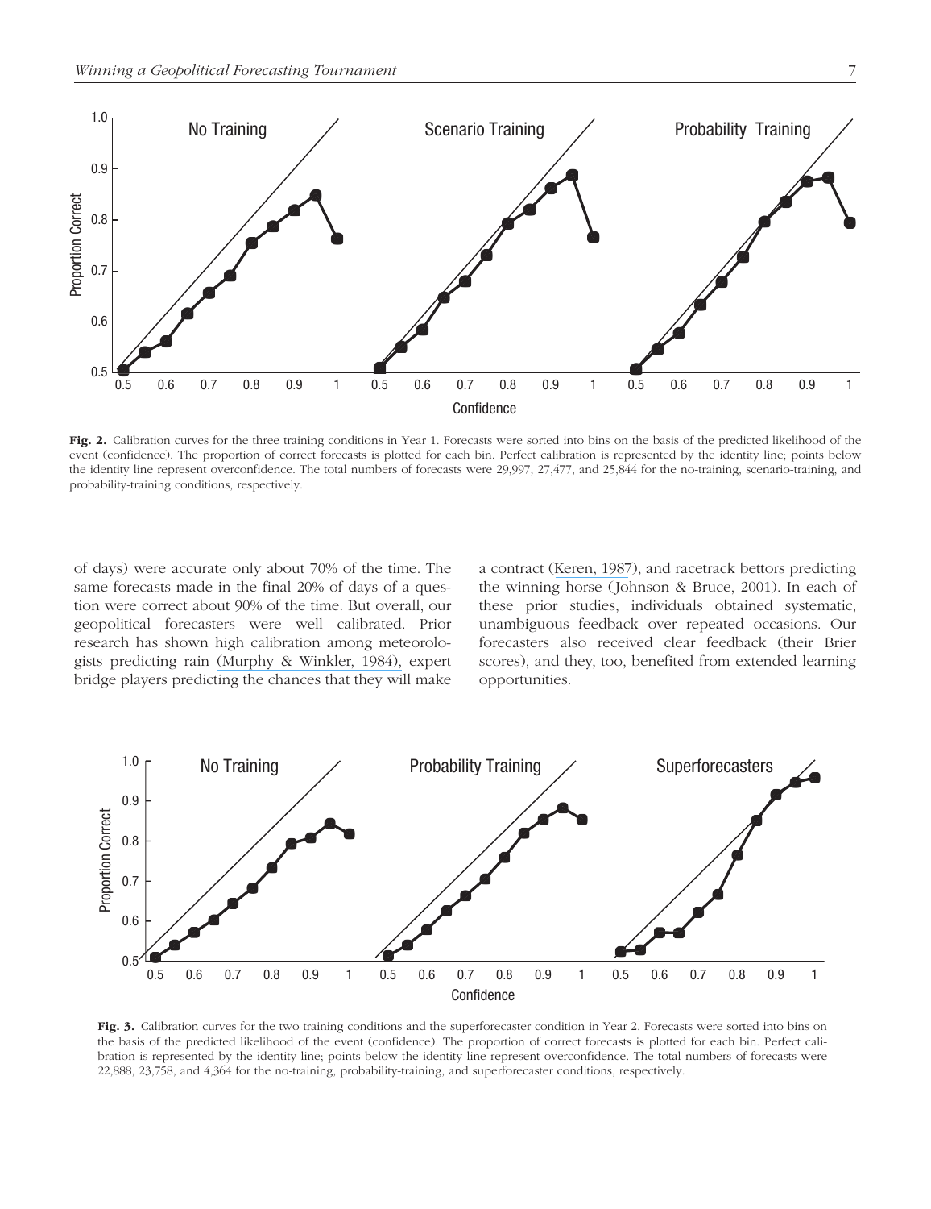**Fig. 2.** Calibration curves for the three training conditions in Year 1. Forecasts were sorted into bins on the basis of the predicted likelihood of the event (confidence). The proportion of correct forecasts is plotted for each bin. Perfect calibration is represented by the identity line; points below the identity line represent overconfidence. The total numbers of forecasts were 29,997, 27,477, and 25,844 for the no-training, scenario-training, and probability-training conditions, respectively.

of days) were accurate only about 70% of the time. The same forecasts made in the final 20% of days of a question were correct about 90% of the time. But overall, our geopolitical forecasters were well calibrated. Prior research has shown high calibration among meteorologists predicting rain (Murphy & Winkler, 1984), expert bridge players predicting the chances that they will make a contract (Keren, 1987), and racetrack bettors predicting the winning horse (Johnson & Bruce, 2001). In each of these prior studies, individuals obtained systematic, unambiguous feedback over repeated occasions. Our forecasters also received clear feedback (their Brier scores), and they, too, benefited from extended learning opportunities.

**Fig. 3.** Calibration curves for the two training conditions and the superforecaster condition in Year 2. Forecasts were sorted into bins on the basis of the predicted likelihood of the event (confidence). The proportion of correct forecasts is plotted for each bin. Perfect calibration is represented by the identity line; points below the identity line represent overconfidence. The total numbers of forecasts were 22,888, 23,758, and 4,364 for the no-training, probability-training, and superforecaster conditions, respectively.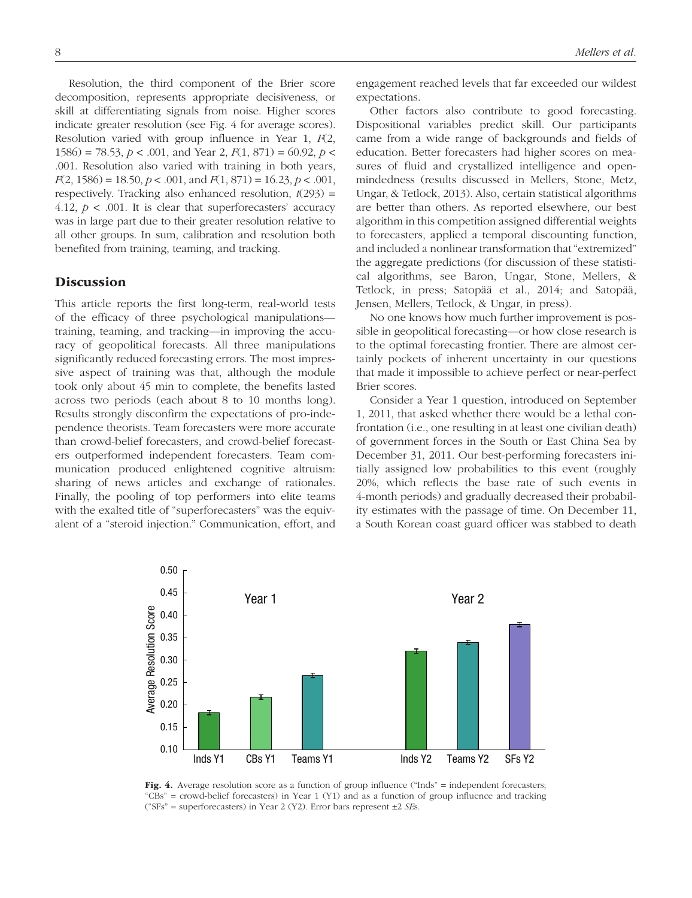Resolution, the third component of the Brier score decomposition, represents appropriate decisiveness, or skill at differentiating signals from noise. Higher scores indicate greater resolution (see Fig. 4 for average scores). Resolution varied with group influence in Year 1, $F(2, 1586) = 78.53$, $p < .001$, and Year 2, $F(1, 871) = 60.92$, $p < .001$. Resolution also varied with training in both years, $F(2, 1586) = 18.50$, $p < .001$, and $F(1, 871) = 16.23$, $p < .001$, respectively. Tracking also enhanced resolution, $t(293) = 4.12$, $p < .001$. It is clear that superforecasters' accuracy was in large part due to their greater resolution relative to all other groups. In sum, calibration and resolution both benefited from training, teaming, and tracking.

## Discussion

This article reports the first long-term, real-world tests of the efficacy of three psychological manipulations—training, teaming, and tracking—in improving the accuracy of geopolitical forecasts. All three manipulations significantly reduced forecasting errors. The most impressive aspect of training was that, although the module took only about 45 min to complete, the benefits lasted across two periods (each about 8 to 10 months long). Results strongly disconfirm the expectations of pro-independence theorists. Team forecasters were more accurate than crowd-belief forecasters, and crowd-belief forecasters outperformed independent forecasters. Team communication produced enlightened cognitive altruism: sharing of news articles and exchange of rationales. Finally, the pooling of top performers into elite teams with the exalted title of "superforecasters" was the equivalent of a "steroid injection." Communication, effort, and engagement reached levels that far exceeded our wildest expectations.

Other factors also contribute to good forecasting. Dispositional variables predict skill. Our participants came from a wide range of backgrounds and fields of education. Better forecasters had higher scores on measures of fluid and crystallized intelligence and open-mindedness (results discussed in Mellers, Stone, Metz, Ungar, & Tetlock, 2013). Also, certain statistical algorithms are better than others. As reported elsewhere, our best algorithm in this competition assigned differential weights to forecasters, applied a temporal discounting function, and included a nonlinear transformation that "extremized" the aggregate predictions (for discussion of these statistical algorithms, see Baron, Ungar, Stone, Mellers, & Tetlock, in press; Satopää et al., 2014; and Satopää, Jensen, Mellers, Tetlock, & Ungar, in press).

No one knows how much further improvement is possible in geopolitical forecasting—or how close research is to the optimal forecasting frontier. There are almost certainly pockets of inherent uncertainty in our questions that made it impossible to achieve perfect or near-perfect Brier scores.

Consider a Year 1 question, introduced on September 1, 2011, that asked whether there would be a lethal confrontation (i.e., one resulting in at least one civilian death) of government forces in the South or East China Sea by December 31, 2011. Our best-performing forecasters initially assigned low probabilities to this event (roughly 20%, which reflects the base rate of such events in 4-month periods) and gradually decreased their probability estimates with the passage of time. On December 11, a South Korean coast guard officer was stabbed to death

**Fig. 4.** Average resolution score as a function of group influence ("Inds" = independent forecasters; "CBs" = crowd-belief forecasters) in Year 1 (Y1) and as a function of group influence and tracking ("SFs" = superforecasters) in Year 2 (Y2). Error bars represent ±2 *SE*s.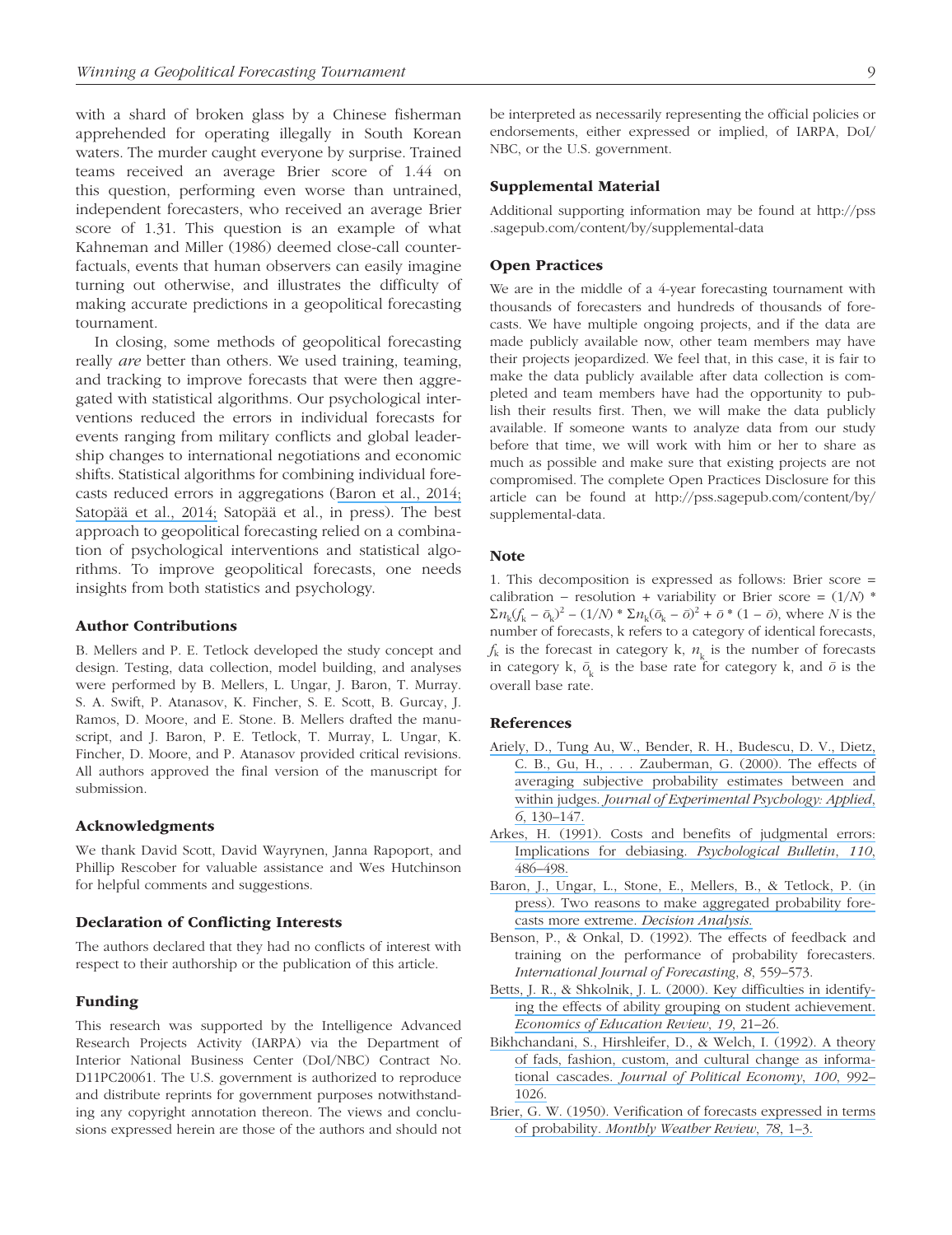with a shard of broken glass by a Chinese fisherman apprehended for operating illegally in South Korean waters. The murder caught everyone by surprise. Trained teams received an average Brier score of 1.44 on this question, performing even worse than untrained, independent forecasters, who received an average Brier score of 1.31. This question is an example of what Kahneman and Miller (1986) deemed close-call counterfactuals, events that human observers can easily imagine turning out otherwise, and illustrates the difficulty of making accurate predictions in a geopolitical forecasting tournament.

In closing, some methods of geopolitical forecasting really *are* better than others. We used training, teaming, and tracking to improve forecasts that were then aggregated with statistical algorithms. Our psychological interventions reduced the errors in individual forecasts for events ranging from military conflicts and global leadership changes to international negotiations and economic shifts. Statistical algorithms for combining individual forecasts reduced errors in aggregations (Baron et al., 2014; Satopää et al., 2014; Satopää et al., in press). The best approach to geopolitical forecasting relied on a combination of psychological interventions and statistical algorithms. To improve geopolitical forecasts, one needs insights from both statistics and psychology.

### Author Contributions

B. Mellers and P. E. Tetlock developed the study concept and design. Testing, data collection, model building, and analyses were performed by B. Mellers, L. Ungar, J. Baron, T. Murray. S. A. Swift, P. Atanasov, K. Fincher, S. E. Scott, B. Gurcay, J. Ramos, D. Moore, and E. Stone. B. Mellers drafted the manuscript, and J. Baron, P. E. Tetlock, T. Murray, L. Ungar, K. Fincher, D. Moore, and P. Atanasov provided critical revisions. All authors approved the final version of the manuscript for submission.

### Acknowledgments

We thank David Scott, David Wayrynen, Janna Rapoport, and Phillip Rescober for valuable assistance and Wes Hutchinson for helpful comments and suggestions.

### Declaration of Conflicting Interests

The authors declared that they had no conflicts of interest with respect to their authorship or the publication of this article.

### Funding

This research was supported by the Intelligence Advanced Research Projects Activity (IARPA) via the Department of Interior National Business Center (DoI/NBC) Contract No. D11PC20061. The U.S. government is authorized to reproduce and distribute reprints for government purposes notwithstanding any copyright annotation thereon. The views and conclusions expressed herein are those of the authors and should not be interpreted as necessarily representing the official policies or endorsements, either expressed or implied, of IARPA, DoI/NBC, or the U.S. government.

### Supplemental Material

Additional supporting information may be found at http://pss.sagepub.com/content/by/supplemental-data

### Open Practices

We are in the middle of a 4-year forecasting tournament with thousands of forecasters and hundreds of thousands of forecasts. We have multiple ongoing projects, and if the data are made publicly available now, other team members may have their projects jeopardized. We feel that, in this case, it is fair to make the data publicly available after data collection is completed and team members have had the opportunity to publish their results first. Then, we will make the data publicly available. If someone wants to analyze data from our study before that time, we will work with him or her to share as much as possible and make sure that existing projects are not compromised. The complete Open Practices Disclosure for this article can be found at http://pss.sagepub.com/content/by/supplemental-data.

### Note

1. This decomposition is expressed as follows: Brier score = calibration − resolution + variability or Brier score = $(1/N) * \Sigma n_k(f_k - \bar{o}_k)^2 - (1/N) * \Sigma n_k(\bar{o}_k - \bar{o})^2 + \bar{o} * (1 - \bar{o})$, where $N$ is the number of forecasts, k refers to a category of identical forecasts, $f_k$ is the forecast in category k, $n_k$ is the number of forecasts in category k, $\bar{o}_k$ is the base rate for category k, and $\bar{o}$ is the overall base rate.

### References

Ariely, D., Tung Au, W., Bender, R. H., Budescu, D. V., Dietz, C. B., Gu, H., . . . Zauberman, G. (2000). The effects of averaging subjective probability estimates between and within judges. *Journal of Experimental Psychology: Applied*, *6*, 130–147.

Arkes, H. (1991). Costs and benefits of judgmental errors: Implications for debiasing. *Psychological Bulletin*, *110*, 486–498.

Baron, J., Ungar, L., Stone, E., Mellers, B., & Tetlock, P. (in press). Two reasons to make aggregated probability forecasts more extreme. *Decision Analysis*.

Benson, P., & Onkal, D. (1992). The effects of feedback and training on the performance of probability forecasters. *International Journal of Forecasting*, *8*, 559–573.

Betts, J. R., & Shkolnik, J. L. (2000). Key difficulties in identifying the effects of ability grouping on student achievement. *Economics of Education Review*, *19*, 21–26.

Bikhchandani, S., Hirshleifer, D., & Welch, I. (1992). A theory of fads, fashion, custom, and cultural change as informational cascades. *Journal of Political Economy*, *100*, 992–1026.

Brier, G. W. (1950). Verification of forecasts expressed in terms of probability. *Monthly Weather Review*, *78*, 1–3.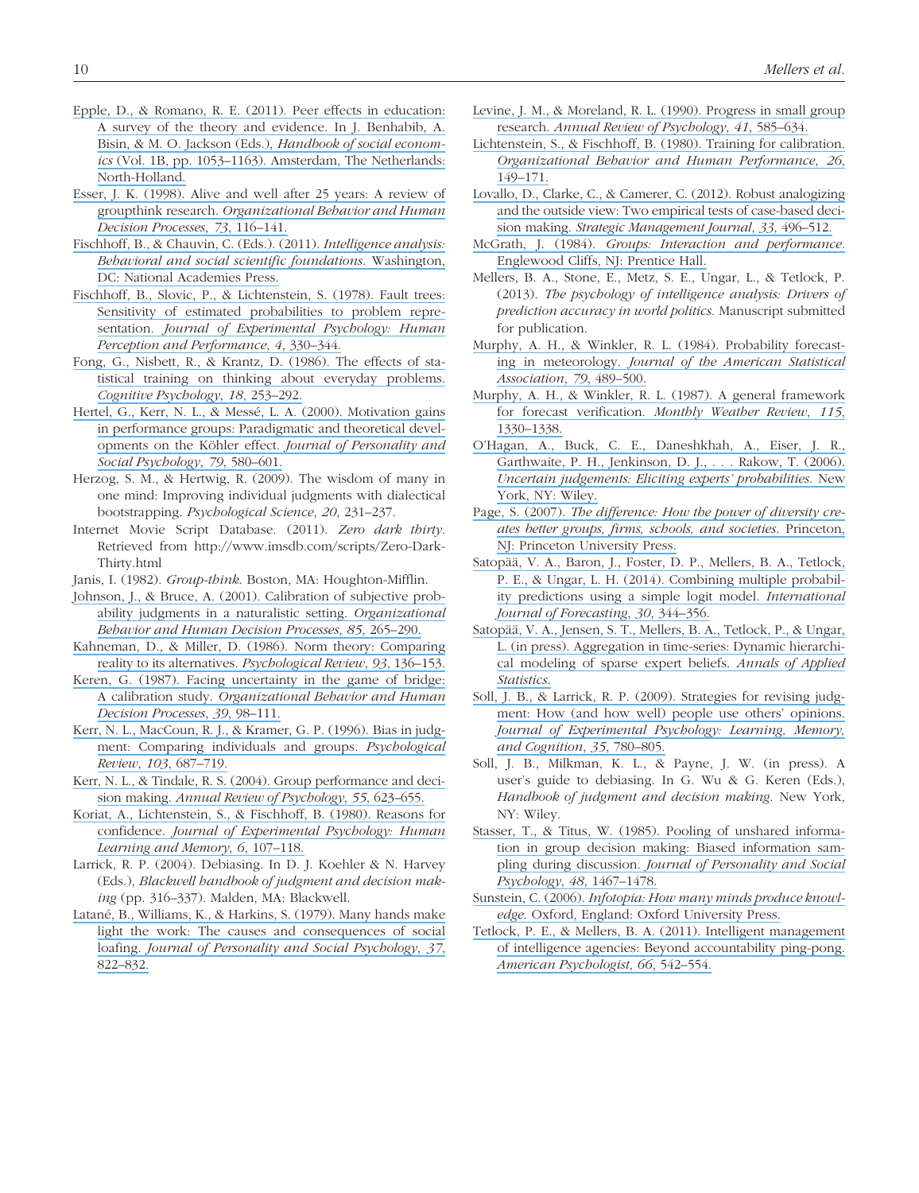Epple, D., & Romano, R. E. (2011). Peer effects in education: A survey of the theory and evidence. In J. Benhabib, A. Bisin, & M. O. Jackson (Eds.), *Handbook of social economics* (Vol. 1B, pp. 1053–1163). Amsterdam, The Netherlands: North-Holland.

Esser, J. K. (1998). Alive and well after 25 years: A review of groupthink research. *Organizational Behavior and Human Decision Processes*, *73*, 116–141.

Fischhoff, B., & Chauvin, C. (Eds.). (2011). *Intelligence analysis: Behavioral and social scientific foundations*. Washington, DC: National Academies Press.

Fischhoff, B., Slovic, P., & Lichtenstein, S. (1978). Fault trees: Sensitivity of estimated probabilities to problem representation. *Journal of Experimental Psychology: Human Perception and Performance*, *4*, 330–344.

Fong, G., Nisbett, R., & Krantz, D. (1986). The effects of statistical training on thinking about everyday problems. *Cognitive Psychology*, *18*, 253–292.

Hertel, G., Kerr, N. L., & Messé, L. A. (2000). Motivation gains in performance groups: Paradigmatic and theoretical developments on the Köhler effect. *Journal of Personality and Social Psychology*, *79*, 580–601.

Herzog, S. M., & Hertwig, R. (2009). The wisdom of many in one mind: Improving individual judgments with dialectical bootstrapping. *Psychological Science*, *20*, 231–237.

Internet Movie Script Database. (2011). *Zero dark thirty*. Retrieved from http://www.imsdb.com/scripts/Zero-Dark-Thirty.html

Janis, I. (1982). *Group-think*. Boston, MA: Houghton-Mifflin.

Johnson, J., & Bruce, A. (2001). Calibration of subjective probability judgments in a naturalistic setting. *Organizational Behavior and Human Decision Processes*, *85*, 265–290.

Kahneman, D., & Miller, D. (1986). Norm theory: Comparing reality to its alternatives. *Psychological Review*, *93*, 136–153.

Keren, G. (1987). Facing uncertainty in the game of bridge: A calibration study. *Organizational Behavior and Human Decision Processes*, *39*, 98–111.

Kerr, N. L., MacCoun, R. J., & Kramer, G. P. (1996). Bias in judgment: Comparing individuals and groups. *Psychological Review*, *103*, 687–719.

Kerr, N. L., & Tindale, R. S. (2004). Group performance and decision making. *Annual Review of Psychology*, *55*, 623–655.

Koriat, A., Lichtenstein, S., & Fischhoff, B. (1980). Reasons for confidence. *Journal of Experimental Psychology: Human Learning and Memory*, *6*, 107–118.

Larrick, R. P. (2004). Debiasing. In D. J. Koehler & N. Harvey (Eds.), *Blackwell handbook of judgment and decision making* (pp. 316–337). Malden, MA: Blackwell.

Latané, B., Williams, K., & Harkins, S. (1979). Many hands make light the work: The causes and consequences of social loafing. *Journal of Personality and Social Psychology*, *37*, 822–832.

Levine, J. M., & Moreland, R. L. (1990). Progress in small group research. *Annual Review of Psychology*, *41*, 585–634.

Lichtenstein, S., & Fischhoff, B. (1980). Training for calibration. *Organizational Behavior and Human Performance*, *26*, 149–171.

Lovallo, D., Clarke, C., & Camerer, C. (2012). Robust analogizing and the outside view: Two empirical tests of case-based decision making. *Strategic Management Journal*, *33*, 496–512.

McGrath, J. (1984). *Groups: Interaction and performance*. Englewood Cliffs, NJ: Prentice Hall.

Mellers, B. A., Stone, E., Metz, S. E., Ungar, L., & Tetlock, P. (2013). *The psychology of intelligence analysis: Drivers of prediction accuracy in world politics*. Manuscript submitted for publication.

Murphy, A. H., & Winkler, R. L. (1984). Probability forecasting in meteorology. *Journal of the American Statistical Association*, *79*, 489–500.

Murphy, A. H., & Winkler, R. L. (1987). A general framework for forecast verification. *Monthly Weather Review*, *115*, 1330–1338.

O'Hagan, A., Buck, C. E., Daneshkhah, A., Eiser, J. R., Garthwaite, P. H., Jenkinson, D. J., . . . Rakow, T. (2006). *Uncertain judgements: Eliciting experts' probabilities*. New York, NY: Wiley.

Page, S. (2007). *The difference: How the power of diversity creates better groups, firms, schools, and societies*. Princeton, NJ: Princeton University Press.

Satopää, V. A., Baron, J., Foster, D. P., Mellers, B. A., Tetlock, P. E., & Ungar, L. H. (2014). Combining multiple probability predictions using a simple logit model. *International Journal of Forecasting*, *30*, 344–356.

Satopää, V. A., Jensen, S. T., Mellers, B. A., Tetlock, P., & Ungar, L. (in press). Aggregation in time-series: Dynamic hierarchical modeling of sparse expert beliefs. *Annals of Applied Statistics*.

Soll, J. B., & Larrick, R. P. (2009). Strategies for revising judgment: How (and how well) people use others' opinions. *Journal of Experimental Psychology: Learning, Memory, and Cognition*, *35*, 780–805.

Soll, J. B., Milkman, K. L., & Payne, J. W. (in press). A user's guide to debiasing. In G. Wu & G. Keren (Eds.), *Handbook of judgment and decision making*. New York, NY: Wiley.

Stasser, T., & Titus, W. (1985). Pooling of unshared information in group decision making: Biased information sampling during discussion. *Journal of Personality and Social Psychology*, *48*, 1467–1478.

Sunstein, C. (2006). *Infotopia: How many minds produce knowledge*. Oxford, England: Oxford University Press.

Tetlock, P. E., & Mellers, B. A. (2011). Intelligent management of intelligence agencies: Beyond accountability ping-pong. *American Psychologist*, *66*, 542–554.